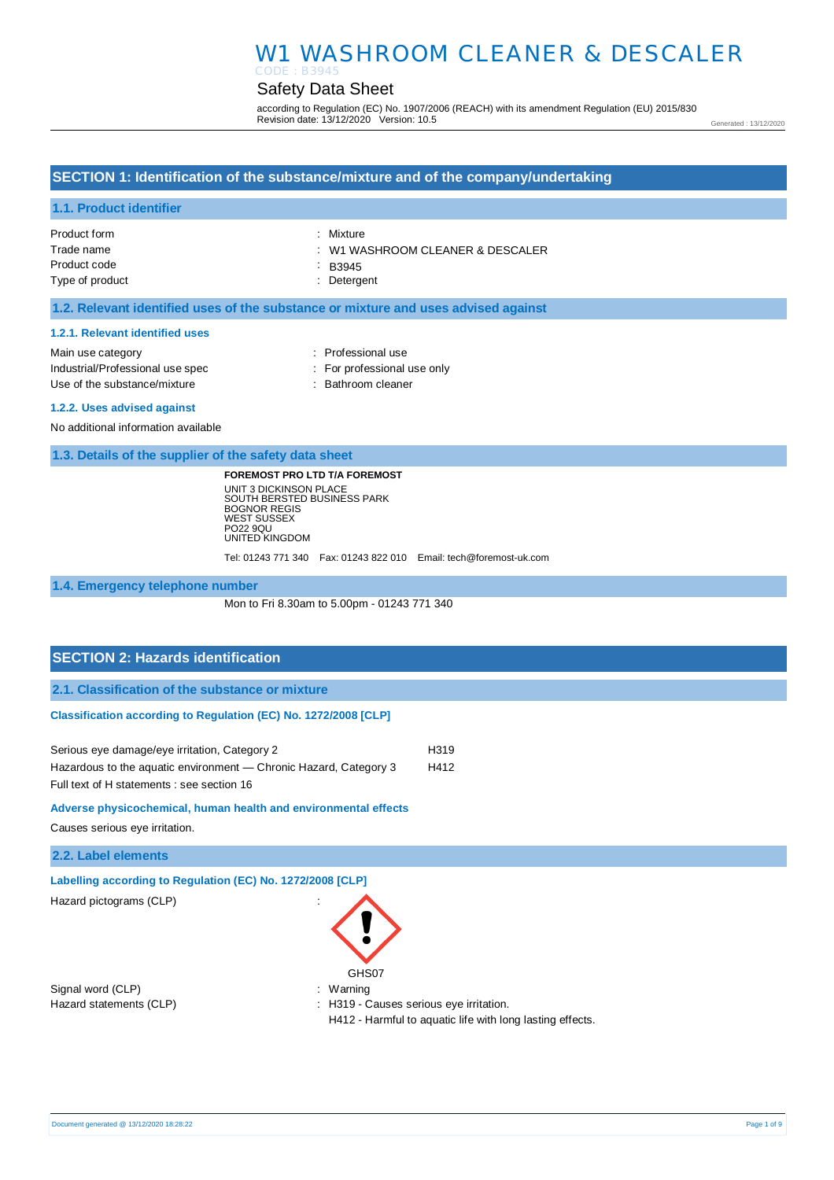# W1 WASHROOM CLEANER & DESCALER

CODE : B3945

## Safety Data Sheet

according to Regulation (EC) No. 1907/2006 (REACH) with its amendment Regulation (EU) 2015/830
Revision date: 13/12/2020 Version: 10.5

Generated : 13/12/2020

## SECTION 1: Identification of the substance/mixture and of the company/undertaking

### 1.1. Product identifier

Product form : Mixture
Trade name : W1 WASHROOM CLEANER & DESCALER
Product code : B3945
Type of product : Detergent

### 1.2. Relevant identified uses of the substance or mixture and uses advised against

#### 1.2.1. Relevant identified uses

Main use category : Professional use
Industrial/Professional use spec : For professional use only
Use of the substance/mixture : Bathroom cleaner

#### 1.2.2. Uses advised against

No additional information available

### 1.3. Details of the supplier of the safety data sheet

**FOREMOST PRO LTD T/A FOREMOST**
UNIT 3 DICKINSON PLACE
SOUTH BERSTED BUSINESS PARK
BOGNOR REGIS
WEST SUSSEX
PO22 9QU
UNITED KINGDOM

Tel: 01243 771 340 Fax: 01243 822 010 Email: tech@foremost-uk.com

### 1.4. Emergency telephone number

Mon to Fri 8.30am to 5.00pm - 01243 771 340

## SECTION 2: Hazards identification

### 2.1. Classification of the substance or mixture

#### Classification according to Regulation (EC) No. 1272/2008 [CLP]

Serious eye damage/eye irritation, Category 2 H319
Hazardous to the aquatic environment — Chronic Hazard, Category 3 H412
Full text of H statements : see section 16

#### Adverse physicochemical, human health and environmental effects

Causes serious eye irritation.

### 2.2. Label elements

#### Labelling according to Regulation (EC) No. 1272/2008 [CLP]

Hazard pictograms (CLP) :

GHS07

Signal word (CLP) : Warning
Hazard statements (CLP) : H319 - Causes serious eye irritation.
H412 - Harmful to aquatic life with long lasting effects.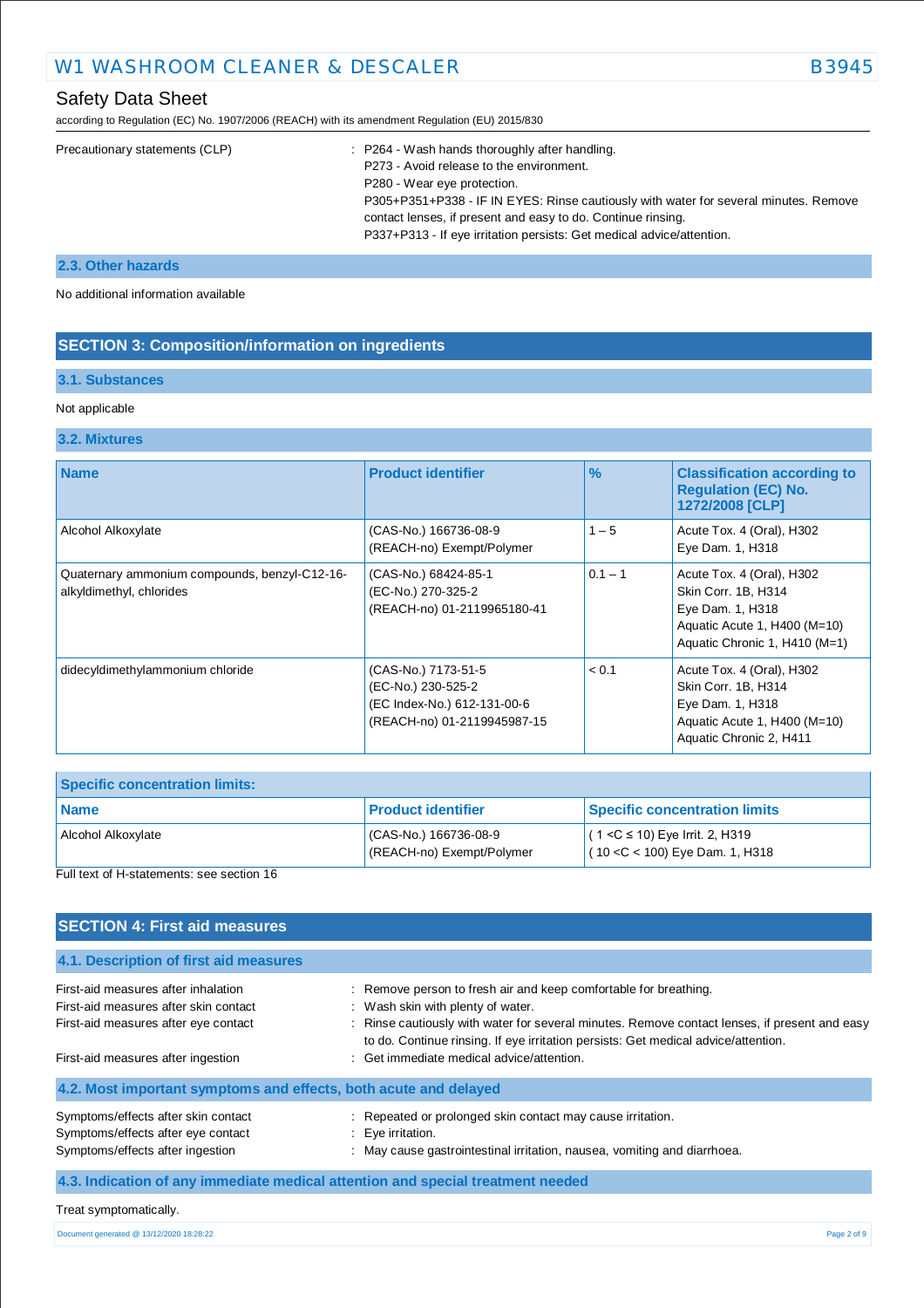Precautionary statements (CLP) : P264 - Wash hands thoroughly after handling.
P273 - Avoid release to the environment.
P280 - Wear eye protection.
P305+P351+P338 - IF IN EYES: Rinse cautiously with water for several minutes. Remove contact lenses, if present and easy to do. Continue rinsing.
P337+P313 - If eye irritation persists: Get medical advice/attention.

### 2.3. Other hazards

No additional information available

## SECTION 3: Composition/information on ingredients

### 3.1. Substances

Not applicable

### 3.2. Mixtures

| Name | Product identifier | % | Classification according to Regulation (EC) No. 1272/2008 [CLP] |
|---|---|---|---|
| Alcohol Alkoxylate | (CAS-No.) 166736-08-9<br>(REACH-no) Exempt/Polymer | 1 – 5 | Acute Tox. 4 (Oral), H302<br>Eye Dam. 1, H318 |
| Quaternary ammonium compounds, benzyl-C12-16-alkyldimethyl, chlorides | (CAS-No.) 68424-85-1<br>(EC-No.) 270-325-2<br>(REACH-no) 01-2119965180-41 | 0.1 – 1 | Acute Tox. 4 (Oral), H302<br>Skin Corr. 1B, H314<br>Eye Dam. 1, H318<br>Aquatic Acute 1, H400 (M=10)<br>Aquatic Chronic 1, H410 (M=1) |
| didecyldimethylammonium chloride | (CAS-No.) 7173-51-5<br>(EC-No.) 230-525-2<br>(EC Index-No.) 612-131-00-6<br>(REACH-no) 01-2119945987-15 | < 0.1 | Acute Tox. 4 (Oral), H302<br>Skin Corr. 1B, H314<br>Eye Dam. 1, H318<br>Aquatic Acute 1, H400 (M=10)<br>Aquatic Chronic 2, H411 |

| Specific concentration limits: | | |
|---|---|---|
| **Name** | **Product identifier** | **Specific concentration limits** |
| Alcohol Alkoxylate | (CAS-No.) 166736-08-9<br>(REACH-no) Exempt/Polymer | ( 1 <C ≤ 10) Eye Irrit. 2, H319<br>( 10 <C < 100) Eye Dam. 1, H318 |

Full text of H-statements: see section 16

## SECTION 4: First aid measures

### 4.1. Description of first aid measures

First-aid measures after inhalation : Remove person to fresh air and keep comfortable for breathing.
First-aid measures after skin contact : Wash skin with plenty of water.
First-aid measures after eye contact : Rinse cautiously with water for several minutes. Remove contact lenses, if present and easy to do. Continue rinsing. If eye irritation persists: Get medical advice/attention.
First-aid measures after ingestion : Get immediate medical advice/attention.

### 4.2. Most important symptoms and effects, both acute and delayed

Symptoms/effects after skin contact : Repeated or prolonged skin contact may cause irritation.
Symptoms/effects after eye contact : Eye irritation.
Symptoms/effects after ingestion : May cause gastrointestinal irritation, nausea, vomiting and diarrhoea.

### 4.3. Indication of any immediate medical attention and special treatment needed

Treat symptomatically.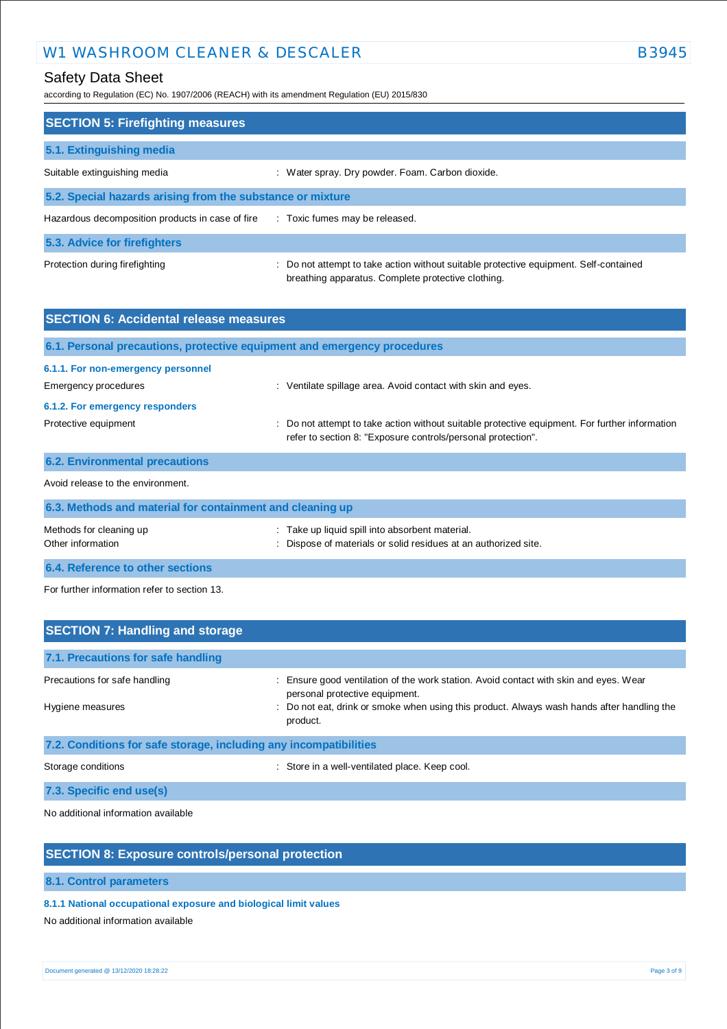## SECTION 5: Firefighting measures

### 5.1. Extinguishing media

| | |
|---|---|
| Suitable extinguishing media | : Water spray. Dry powder. Foam. Carbon dioxide. |

### 5.2. Special hazards arising from the substance or mixture

| | |
|---|---|
| Hazardous decomposition products in case of fire | : Toxic fumes may be released. |

### 5.3. Advice for firefighters

| | |
|---|---|
| Protection during firefighting | : Do not attempt to take action without suitable protective equipment. Self-contained breathing apparatus. Complete protective clothing. |

## SECTION 6: Accidental release measures

### 6.1. Personal precautions, protective equipment and emergency procedures

#### 6.1.1. For non-emergency personnel

| | |
|---|---|
| Emergency procedures | : Ventilate spillage area. Avoid contact with skin and eyes. |

#### 6.1.2. For emergency responders

| | |
|---|---|
| Protective equipment | : Do not attempt to take action without suitable protective equipment. For further information refer to section 8: "Exposure controls/personal protection". |

### 6.2. Environmental precautions

Avoid release to the environment.

### 6.3. Methods and material for containment and cleaning up

| | |
|---|---|
| Methods for cleaning up | : Take up liquid spill into absorbent material. |
| Other information | : Dispose of materials or solid residues at an authorized site. |

### 6.4. Reference to other sections

For further information refer to section 13.

## SECTION 7: Handling and storage

### 7.1. Precautions for safe handling

| | |
|---|---|
| Precautions for safe handling | : Ensure good ventilation of the work station. Avoid contact with skin and eyes. Wear personal protective equipment. |
| Hygiene measures | : Do not eat, drink or smoke when using this product. Always wash hands after handling the product. |

### 7.2. Conditions for safe storage, including any incompatibilities

| | |
|---|---|
| Storage conditions | : Store in a well-ventilated place. Keep cool. |

### 7.3. Specific end use(s)

No additional information available

## SECTION 8: Exposure controls/personal protection

### 8.1. Control parameters

#### 8.1.1 National occupational exposure and biological limit values

No additional information available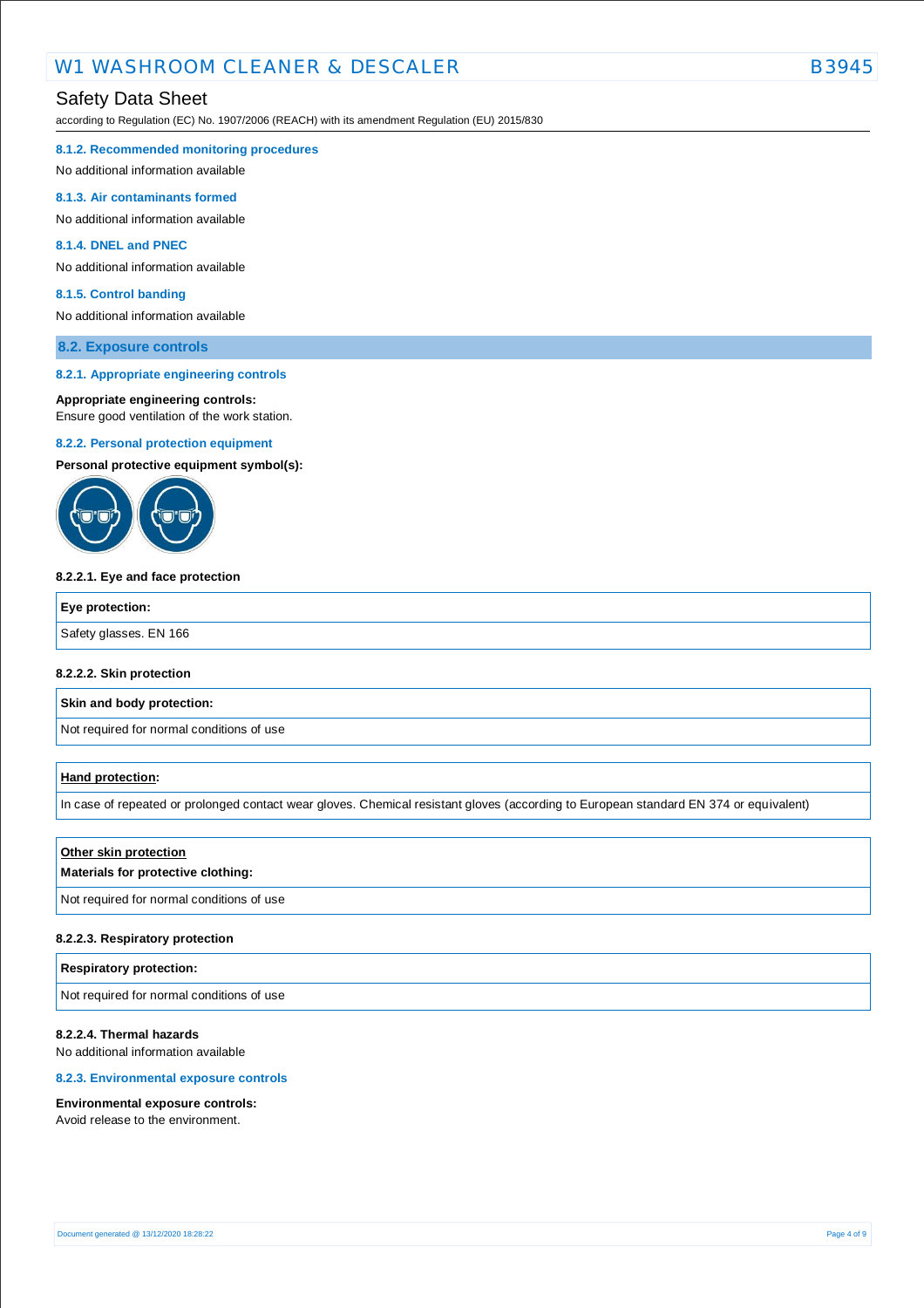#### 8.1.2. Recommended monitoring procedures

No additional information available

#### 8.1.3. Air contaminants formed

No additional information available

#### 8.1.4. DNEL and PNEC

No additional information available

#### 8.1.5. Control banding

No additional information available

### 8.2. Exposure controls

#### 8.2.1. Appropriate engineering controls

**Appropriate engineering controls:**
Ensure good ventilation of the work station.

#### 8.2.2. Personal protection equipment

**Personal protective equipment symbol(s):**

**8.2.2.1. Eye and face protection**

| Eye protection: |
|---|
| Safety glasses. EN 166 |

**8.2.2.2. Skin protection**

| Skin and body protection: |
|---|
| Not required for normal conditions of use |

| Hand protection: |
|---|
| In case of repeated or prolonged contact wear gloves. Chemical resistant gloves (according to European standard EN 374 or equivalent) |

| Other skin protection<br>Materials for protective clothing: |
|---|
| Not required for normal conditions of use |

**8.2.2.3. Respiratory protection**

| Respiratory protection: |
|---|
| Not required for normal conditions of use |

**8.2.2.4. Thermal hazards**
No additional information available

#### 8.2.3. Environmental exposure controls

**Environmental exposure controls:**
Avoid release to the environment.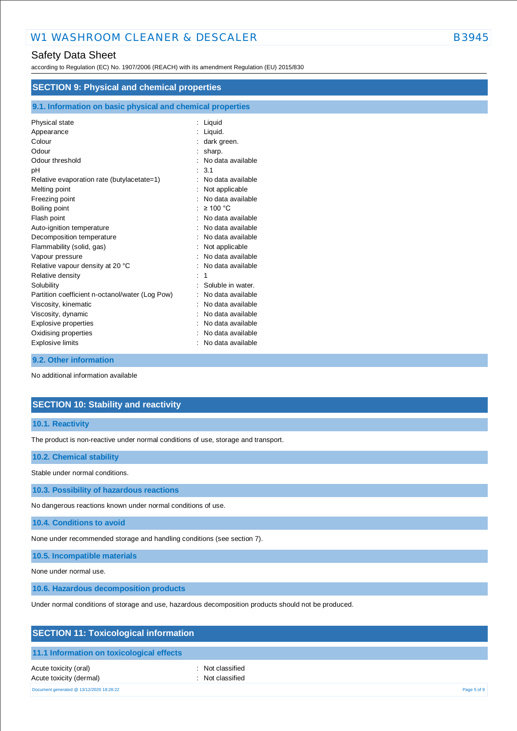## SECTION 9: Physical and chemical properties

### 9.1. Information on basic physical and chemical properties

| Property | Value |
|---|---|
| Physical state | Liquid |
| Appearance | Liquid. |
| Colour | dark green. |
| Odour | sharp. |
| Odour threshold | No data available |
| pH | 3.1 |
| Relative evaporation rate (butylacetate=1) | No data available |
| Melting point | Not applicable |
| Freezing point | No data available |
| Boiling point | ≥ 100 °C |
| Flash point | No data available |
| Auto-ignition temperature | No data available |
| Decomposition temperature | No data available |
| Flammability (solid, gas) | Not applicable |
| Vapour pressure | No data available |
| Relative vapour density at 20 °C | No data available |
| Relative density | 1 |
| Solubility | Soluble in water. |
| Partition coefficient n-octanol/water (Log Pow) | No data available |
| Viscosity, kinematic | No data available |
| Viscosity, dynamic | No data available |
| Explosive properties | No data available |
| Oxidising properties | No data available |
| Explosive limits | No data available |

### 9.2. Other information

No additional information available

## SECTION 10: Stability and reactivity

### 10.1. Reactivity

The product is non-reactive under normal conditions of use, storage and transport.

### 10.2. Chemical stability

Stable under normal conditions.

### 10.3. Possibility of hazardous reactions

No dangerous reactions known under normal conditions of use.

### 10.4. Conditions to avoid

None under recommended storage and handling conditions (see section 7).

### 10.5. Incompatible materials

None under normal use.

### 10.6. Hazardous decomposition products

Under normal conditions of storage and use, hazardous decomposition products should not be produced.

## SECTION 11: Toxicological information

### 11.1 Information on toxicological effects

| Property | Value |
|---|---|
| Acute toxicity (oral) | Not classified |
| Acute toxicity (dermal) | Not classified |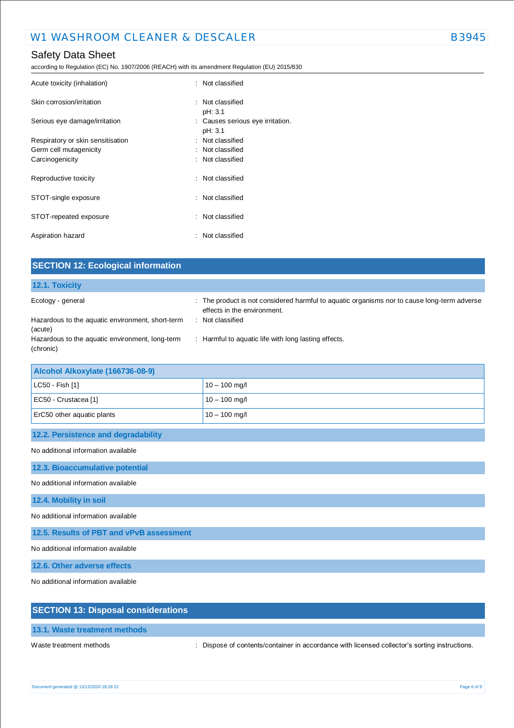| | | |
|---|---|---|
| Acute toxicity (inhalation) | : | Not classified |
| Skin corrosion/irritation | : | Not classified<br>pH: 3.1 |
| Serious eye damage/irritation | : | Causes serious eye irritation.<br>pH: 3.1 |
| Respiratory or skin sensitisation | : | Not classified |
| Germ cell mutagenicity | : | Not classified |
| Carcinogenicity | : | Not classified |
| Reproductive toxicity | : | Not classified |
| STOT-single exposure | : | Not classified |
| STOT-repeated exposure | : | Not classified |
| Aspiration hazard | : | Not classified |

## SECTION 12: Ecological information

### 12.1. Toxicity

| | | |
|---|---|---|
| Ecology - general | : | The product is not considered harmful to aquatic organisms nor to cause long-term adverse effects in the environment. |
| Hazardous to the aquatic environment, short-term (acute) | : | Not classified |
| Hazardous to the aquatic environment, long-term (chronic) | : | Harmful to aquatic life with long lasting effects. |

| Alcohol Alkoxylate (166736-08-9) | |
|---|---|
| LC50 - Fish [1] | 10 – 100 mg/l |
| EC50 - Crustacea [1] | 10 – 100 mg/l |
| ErC50 other aquatic plants | 10 – 100 mg/l |

### 12.2. Persistence and degradability

No additional information available

### 12.3. Bioaccumulative potential

No additional information available

### 12.4. Mobility in soil

No additional information available

### 12.5. Results of PBT and vPvB assessment

No additional information available

### 12.6. Other adverse effects

No additional information available

## SECTION 13: Disposal considerations

### 13.1. Waste treatment methods

| | | |
|---|---|---|
| Waste treatment methods | : | Dispose of contents/container in accordance with licensed collector's sorting instructions. |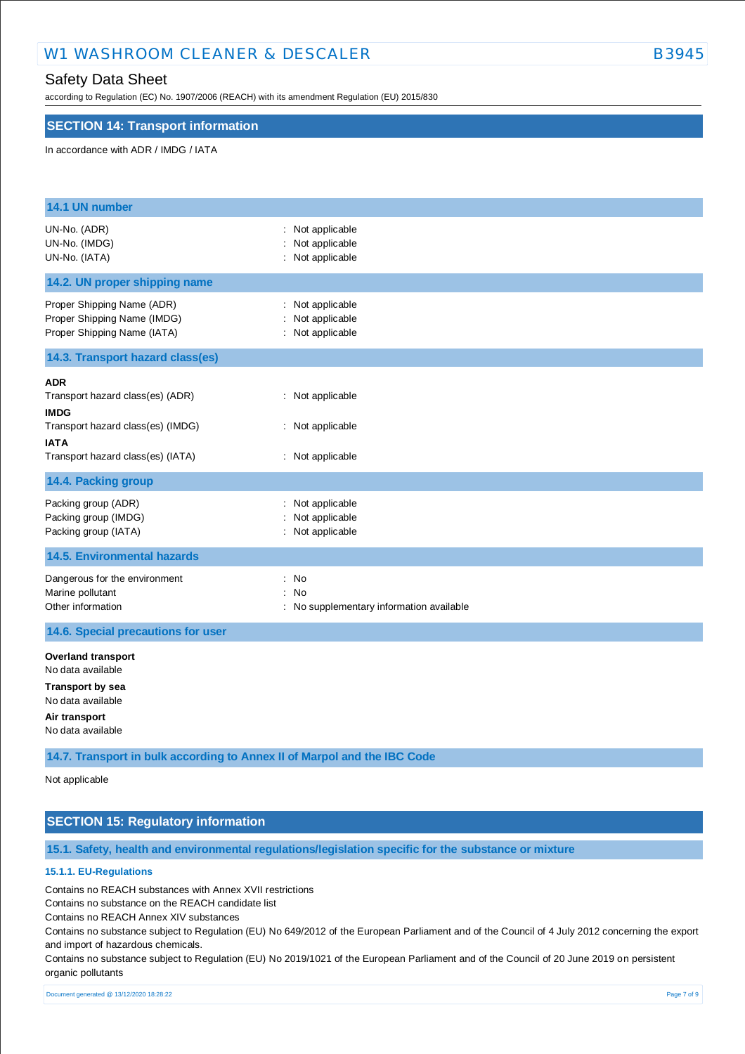## SECTION 14: Transport information

In accordance with ADR / IMDG / IATA

### 14.1 UN number

| | |
|---|---|
| UN-No. (ADR) | : Not applicable |
| UN-No. (IMDG) | : Not applicable |
| UN-No. (IATA) | : Not applicable |

### 14.2. UN proper shipping name

| | |
|---|---|
| Proper Shipping Name (ADR) | : Not applicable |
| Proper Shipping Name (IMDG) | : Not applicable |
| Proper Shipping Name (IATA) | : Not applicable |

### 14.3. Transport hazard class(es)

**ADR**

| | |
|---|---|
| Transport hazard class(es) (ADR) | : Not applicable |

**IMDG**

| | |
|---|---|
| Transport hazard class(es) (IMDG) | : Not applicable |

**IATA**

| | |
|---|---|
| Transport hazard class(es) (IATA) | : Not applicable |

### 14.4. Packing group

| | |
|---|---|
| Packing group (ADR) | : Not applicable |
| Packing group (IMDG) | : Not applicable |
| Packing group (IATA) | : Not applicable |

### 14.5. Environmental hazards

| | |
|---|---|
| Dangerous for the environment | : No |
| Marine pollutant | : No |
| Other information | : No supplementary information available |

### 14.6. Special precautions for user

**Overland transport**

No data available

**Transport by sea**

No data available

**Air transport**

No data available

### 14.7. Transport in bulk according to Annex II of Marpol and the IBC Code

Not applicable

## SECTION 15: Regulatory information

### 15.1. Safety, health and environmental regulations/legislation specific for the substance or mixture

#### 15.1.1. EU-Regulations

Contains no REACH substances with Annex XVII restrictions

Contains no substance on the REACH candidate list

Contains no REACH Annex XIV substances

Contains no substance subject to Regulation (EU) No 649/2012 of the European Parliament and of the Council of 4 July 2012 concerning the export and import of hazardous chemicals.

Contains no substance subject to Regulation (EU) No 2019/1021 of the European Parliament and of the Council of 20 June 2019 on persistent organic pollutants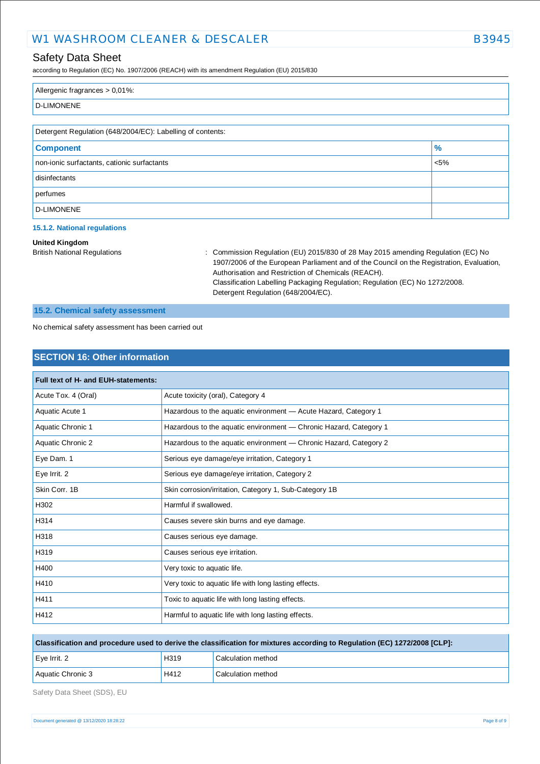| Allergenic fragrances > 0,01%: |
|---|
| D-LIMONENE |

| Detergent Regulation (648/2004/EC): Labelling of contents: | |
|---|---|
| **Component** | **%** |
| non-ionic surfactants, cationic surfactants | <5% |
| disinfectants | |
| perfumes | |
| D-LIMONENE | |

#### 15.1.2. National regulations

**United Kingdom**

British National Regulations : Commission Regulation (EU) 2015/830 of 28 May 2015 amending Regulation (EC) No 1907/2006 of the European Parliament and of the Council on the Registration, Evaluation, Authorisation and Restriction of Chemicals (REACH).
Classification Labelling Packaging Regulation; Regulation (EC) No 1272/2008.
Detergent Regulation (648/2004/EC).

### 15.2. Chemical safety assessment

No chemical safety assessment has been carried out

## SECTION 16: Other information

| Full text of H- and EUH-statements: | |
|---|---|
| Acute Tox. 4 (Oral) | Acute toxicity (oral), Category 4 |
| Aquatic Acute 1 | Hazardous to the aquatic environment — Acute Hazard, Category 1 |
| Aquatic Chronic 1 | Hazardous to the aquatic environment — Chronic Hazard, Category 1 |
| Aquatic Chronic 2 | Hazardous to the aquatic environment — Chronic Hazard, Category 2 |
| Eye Dam. 1 | Serious eye damage/eye irritation, Category 1 |
| Eye Irrit. 2 | Serious eye damage/eye irritation, Category 2 |
| Skin Corr. 1B | Skin corrosion/irritation, Category 1, Sub-Category 1B |
| H302 | Harmful if swallowed. |
| H314 | Causes severe skin burns and eye damage. |
| H318 | Causes serious eye damage. |
| H319 | Causes serious eye irritation. |
| H400 | Very toxic to aquatic life. |
| H410 | Very toxic to aquatic life with long lasting effects. |
| H411 | Toxic to aquatic life with long lasting effects. |
| H412 | Harmful to aquatic life with long lasting effects. |

| Classification and procedure used to derive the classification for mixtures according to Regulation (EC) 1272/2008 [CLP]: | | |
|---|---|---|
| Eye Irrit. 2 | H319 | Calculation method |
| Aquatic Chronic 3 | H412 | Calculation method |

Safety Data Sheet (SDS), EU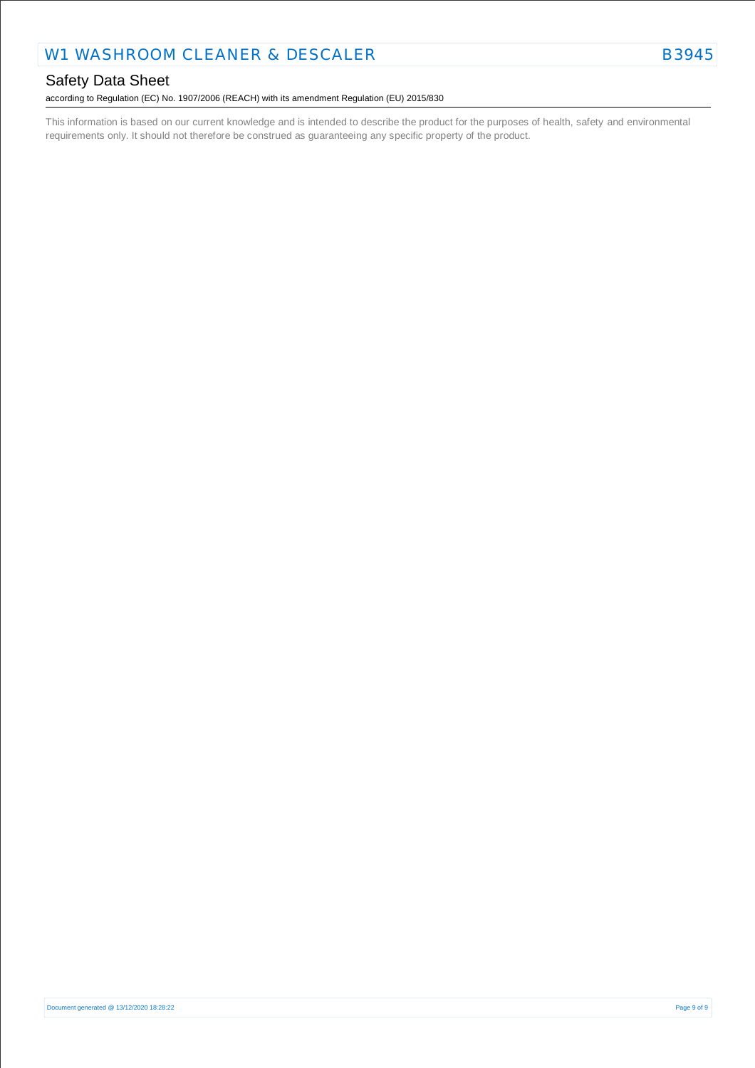This information is based on our current knowledge and is intended to describe the product for the purposes of health, safety and environmental requirements only. It should not therefore be construed as guaranteeing any specific property of the product.